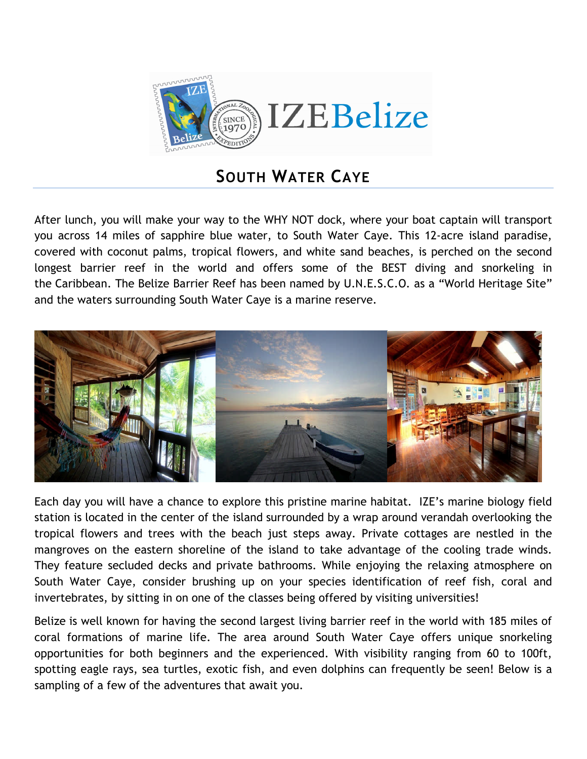# South Water Caye

After lunch, you will make your way to the WHY NOT dock, where your boat captain will transport you across 14 miles of sapphire blue water, to South Water Caye. This 12-acre island paradise, covered with coconut palms, tropical flowers, and white sand beaches, is perched on the second longest barrier reef in the world and offers some of the BEST diving and snorkeling in the Caribbean. The Belize Barrier Reef has been named by U.N.E.S.C.O. as a "World Heritage Site" and the waters surrounding South Water Caye is a marine reserve.

Each day you will have a chance to explore this pristine marine habitat. IZE's marine biology field station is located in the center of the island surrounded by a wrap around verandah overlooking the tropical flowers and trees with the beach just steps away. Private cottages are nestled in the mangroves on the eastern shoreline of the island to take advantage of the cooling trade winds. They feature secluded decks and private bathrooms. While enjoying the relaxing atmosphere on South Water Caye, consider brushing up on your species identification of reef fish, coral and invertebrates, by sitting in on one of the classes being offered by visiting universities!

Belize is well known for having the second largest living barrier reef in the world with 185 miles of coral formations of marine life. The area around South Water Caye offers unique snorkeling opportunities for both beginners and the experienced. With visibility ranging from 60 to 100ft, spotting eagle rays, sea turtles, exotic fish, and even dolphins can frequently be seen! Below is a sampling of a few of the adventures that await you.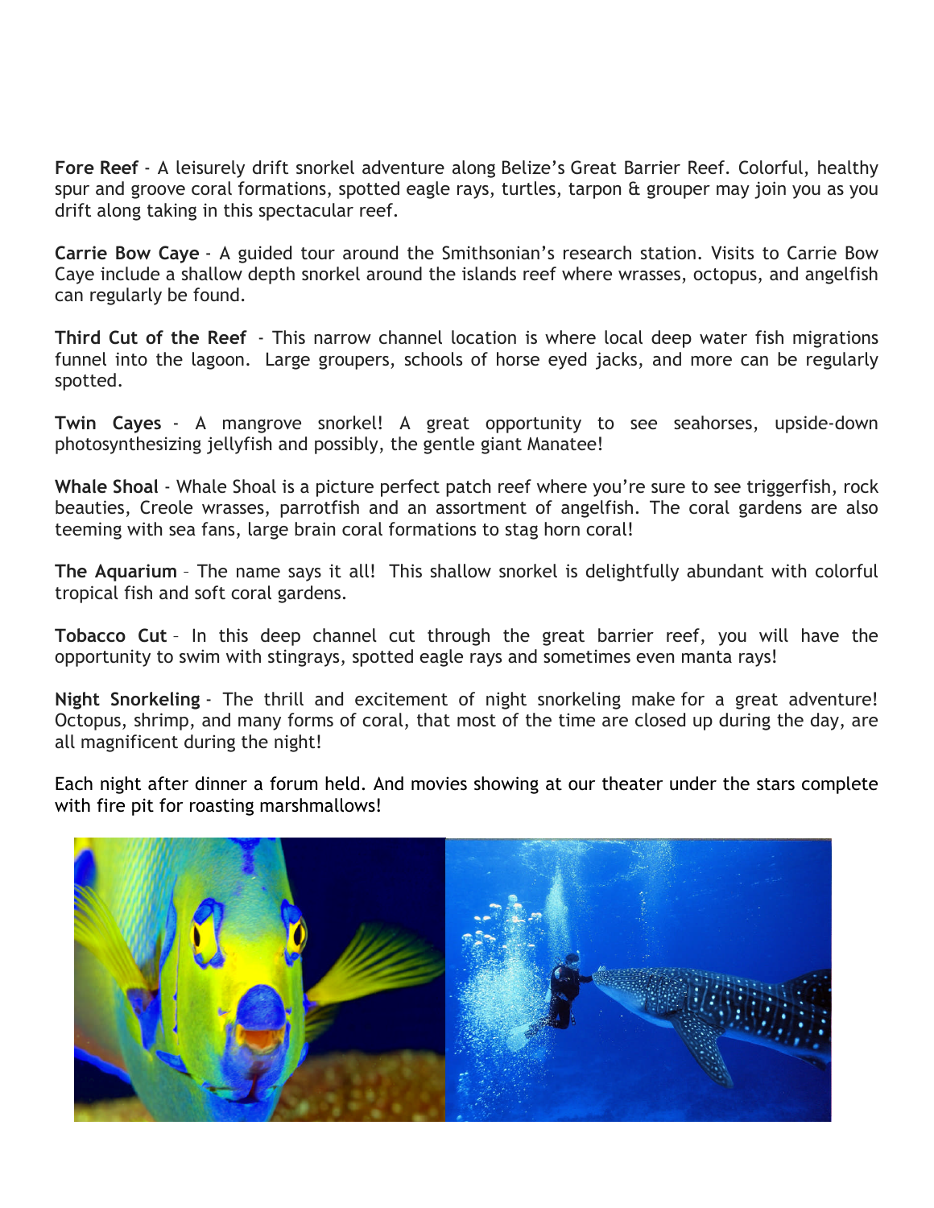**Fore Reef** - A leisurely drift snorkel adventure along Belize's Great Barrier Reef. Colorful, healthy spur and groove coral formations, spotted eagle rays, turtles, tarpon & grouper may join you as you drift along taking in this spectacular reef.

**Carrie Bow Caye** - A guided tour around the Smithsonian's research station. Visits to Carrie Bow Caye include a shallow depth snorkel around the islands reef where wrasses, octopus, and angelfish can regularly be found.

**Third Cut of the Reef** - This narrow channel location is where local deep water fish migrations funnel into the lagoon. Large groupers, schools of horse eyed jacks, and more can be regularly spotted.

**Twin Cayes** - A mangrove snorkel! A great opportunity to see seahorses, upside-down photosynthesizing jellyfish and possibly, the gentle giant Manatee!

**Whale Shoal** - Whale Shoal is a picture perfect patch reef where you're sure to see triggerfish, rock beauties, Creole wrasses, parrotfish and an assortment of angelfish. The coral gardens are also teeming with sea fans, large brain coral formations to stag horn coral!

**The Aquarium** – The name says it all! This shallow snorkel is delightfully abundant with colorful tropical fish and soft coral gardens.

**Tobacco Cut** – In this deep channel cut through the great barrier reef, you will have the opportunity to swim with stingrays, spotted eagle rays and sometimes even manta rays!

**Night Snorkeling** - The thrill and excitement of night snorkeling make for a great adventure! Octopus, shrimp, and many forms of coral, that most of the time are closed up during the day, are all magnificent during the night!

Each night after dinner a forum held. And movies showing at our theater under the stars complete with fire pit for roasting marshmallows!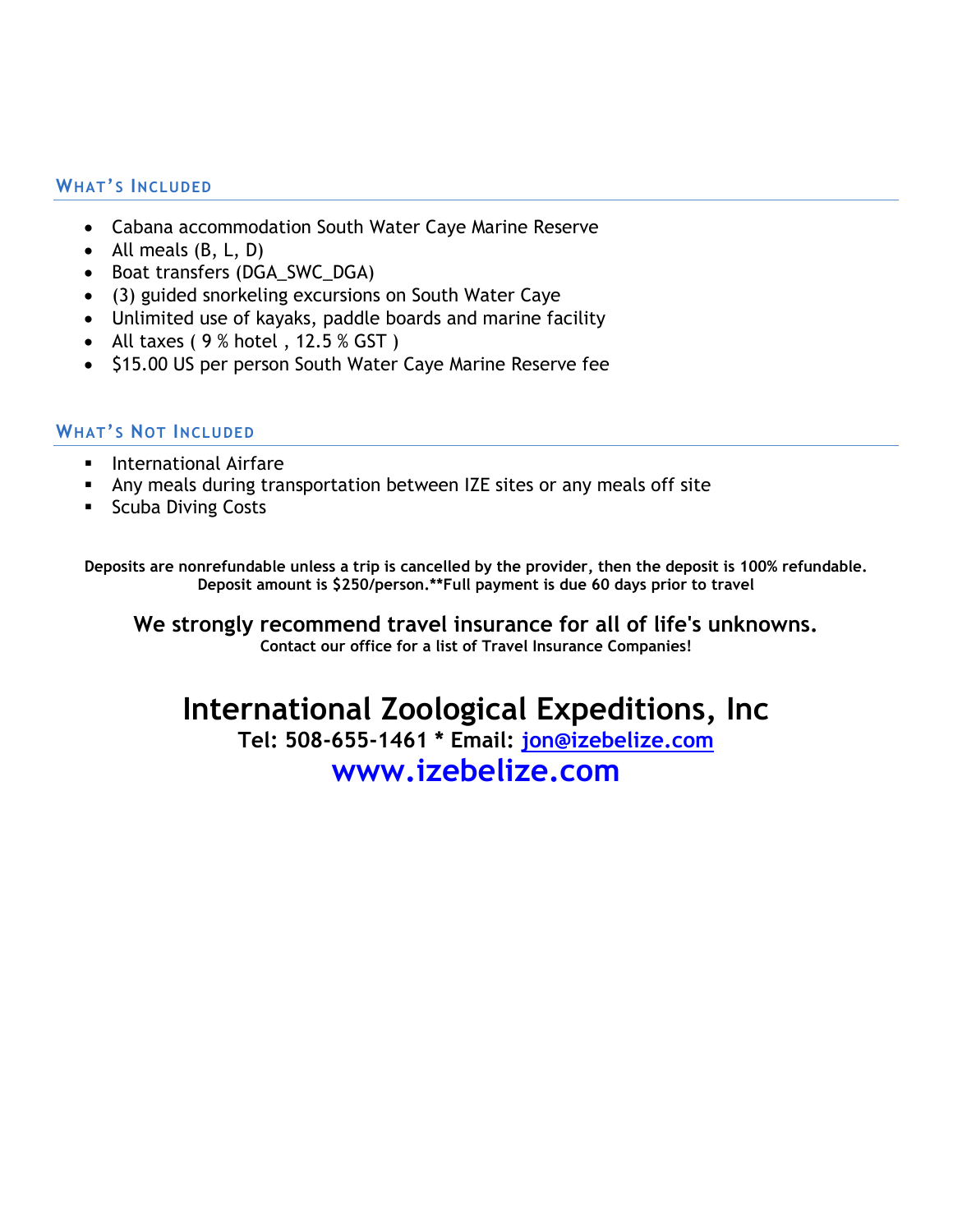## What's Included

- Cabana accommodation South Water Caye Marine Reserve
- All meals (B, L, D)
- Boat transfers (DGA_SWC_DGA)
- (3) guided snorkeling excursions on South Water Caye
- Unlimited use of kayaks, paddle boards and marine facility
- All taxes ( 9 % hotel , 12.5 % GST )
- $15.00 US per person South Water Caye Marine Reserve fee

## What's Not Included

- International Airfare
- Any meals during transportation between IZE sites or any meals off site
- Scuba Diving Costs

**Deposits are nonrefundable unless a trip is cancelled by the provider, then the deposit is 100% refundable. Deposit amount is $250/person.**Full payment is due 60 days prior to travel**

**We strongly recommend travel insurance for all of life's unknowns.**

**Contact our office for a list of Travel Insurance Companies!**

# International Zoological Expeditions, Inc

**Tel: 508-655-1461 * Email: jon@izebelize.com**

**www.izebelize.com**